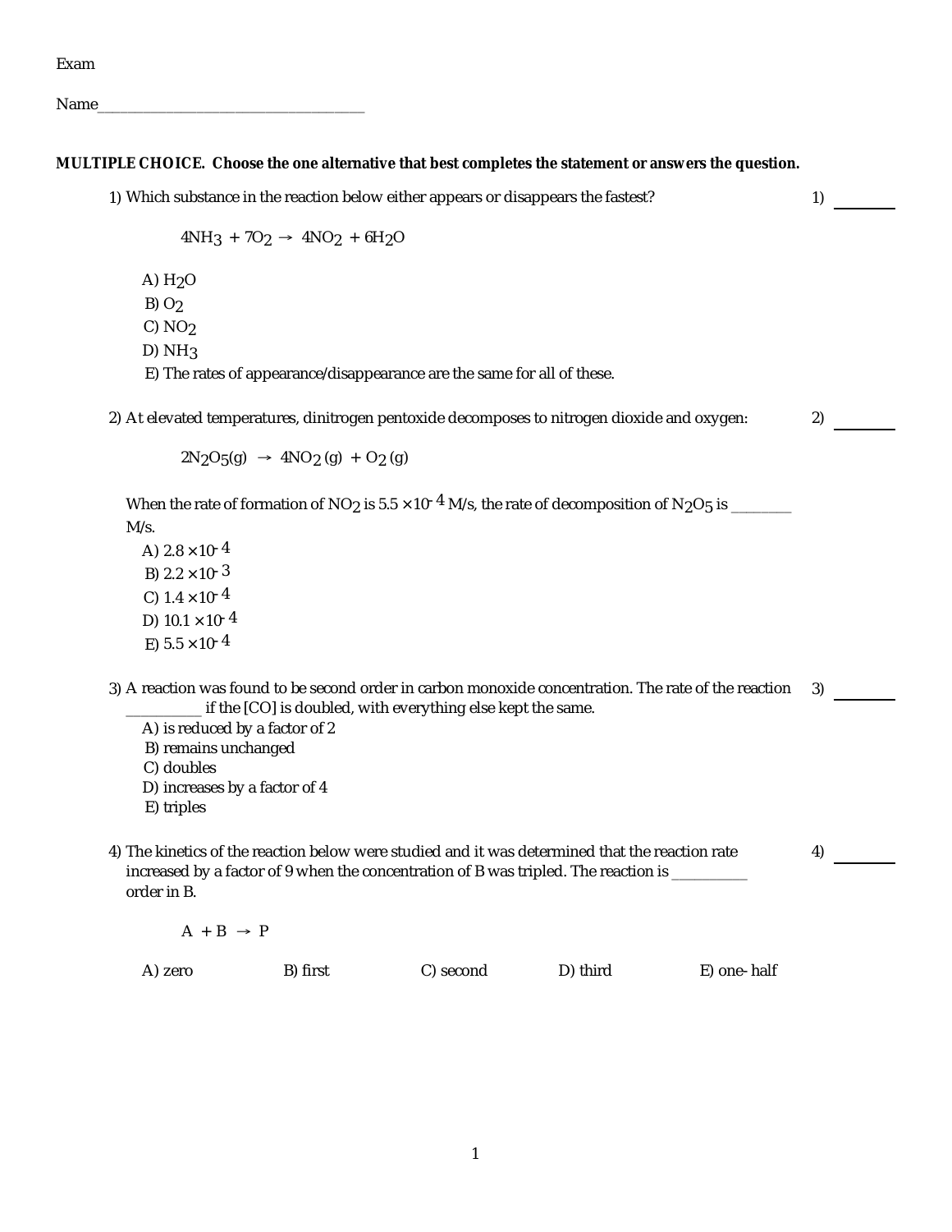Exam

Name___________________________________

**MULTIPLE CHOICE. Choose the one alternative that best completes the statement or answers the question.**

1) Which substance in the reaction below either appears or disappears the fastest? 1) ________

$$4NH_3 + 7O_2 \rightarrow 4NO_2 + 6H_2O$$

A) $H_2O$
B) $O_2$
C) $NO_2$
D) $NH_3$
E) The rates of appearance/disappearance are the same for all of these.

2) At elevated temperatures, dinitrogen pentoxide decomposes to nitrogen dioxide and oxygen: 2) ________

$$2N_2O_5(g) \rightarrow 4NO_2(g) + O_2(g)$$

When the rate of formation of $NO_2$ is $5.5 \times 10^{-4}$ M/s, the rate of decomposition of $N_2O_5$ is ________ M/s.

A) $2.8 \times 10^{-4}$
B) $2.2 \times 10^{-3}$
C) $1.4 \times 10^{-4}$
D) $10.1 \times 10^{-4}$
E) $5.5 \times 10^{-4}$

3) A reaction was found to be second order in carbon monoxide concentration. The rate of the reaction __________ if the [CO] is doubled, with everything else kept the same. 3) ________

A) is reduced by a factor of 2
B) remains unchanged
C) doubles
D) increases by a factor of 4
E) triples

4) The kinetics of the reaction below were studied and it was determined that the reaction rate increased by a factor of 9 when the concentration of B was tripled. The reaction is __________ order in B. 4) ________

$$A + B \rightarrow P$$

A) zero
B) first
C) second
D) third
E) one-half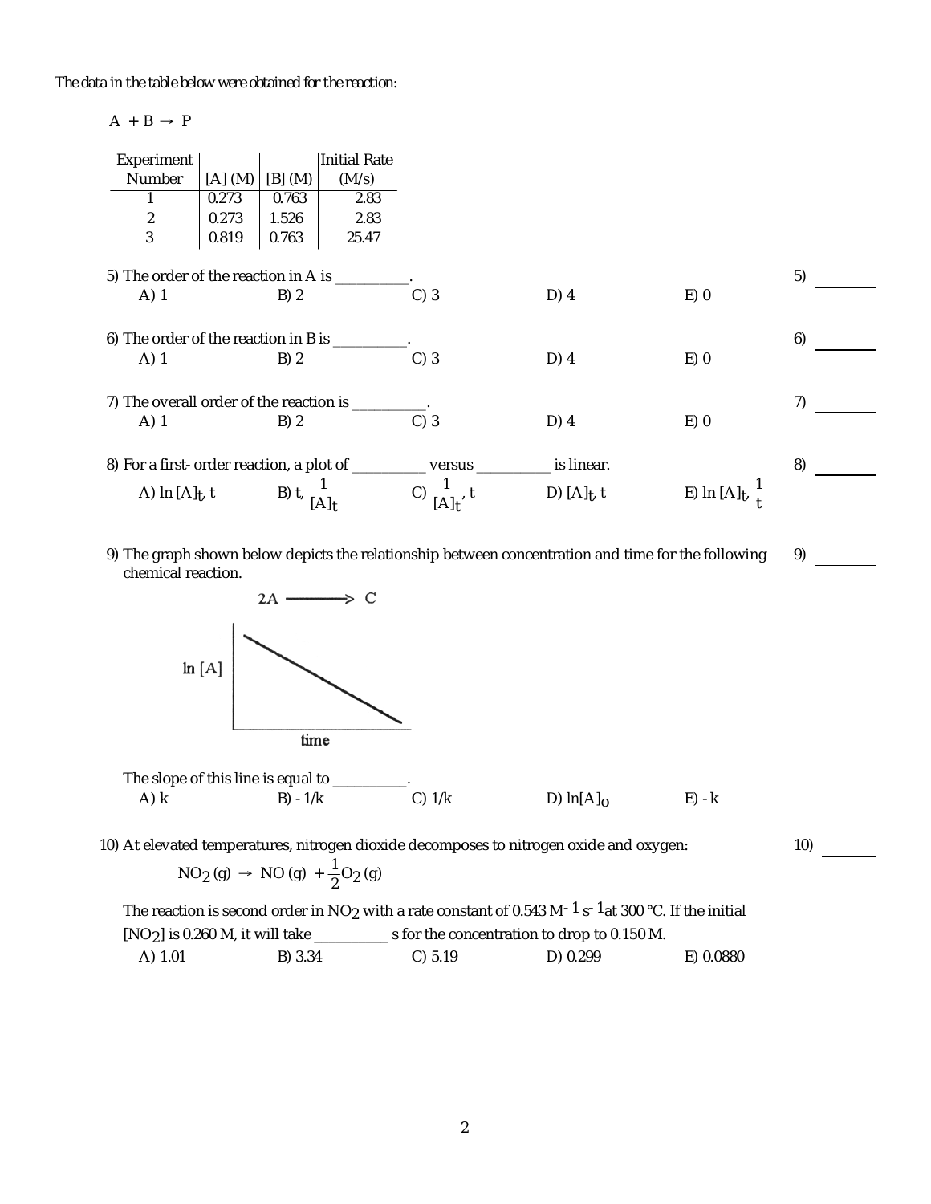*The data in the table below were obtained for the reaction:*

A + B → P

| Experiment Number | [A] (M) | [B] (M) | Initial Rate (M/s) |
|---|---|---|---|
| 1 | 0.273 | 0.763 | 2.83 |
| 2 | 0.273 | 1.526 | 2.83 |
| 3 | 0.819 | 0.763 | 25.47 |

5) The order of the reaction in A is __________. 5) ______

A) 1 B) 2 C) 3 D) 4 E) 0

6) The order of the reaction in B is __________. 6) ______

A) 1 B) 2 C) 3 D) 4 E) 0

7) The overall order of the reaction is __________. 7) ______

A) 1 B) 2 C) 3 D) 4 E) 0

8) For a first-order reaction, a plot of __________ versus __________ is linear. 8) ______

A) $\ln [A]_t$, $t$ B) $t$, $\frac{1}{[A]_t}$ C) $\frac{1}{[A]_t}$, $t$ D) $[A]_t$, $t$ E) $\ln [A]_t$, $\frac{1}{t}$

9) The graph shown below depicts the relationship between concentration and time for the following chemical reaction. 9) ______

$2A \longrightarrow C$

(Graph: ln [A] versus time, straight line with negative slope)

The slope of this line is equal to __________.

A) $k$ B) $-1/k$ C) $1/k$ D) $\ln[A]_o$ E) $-k$

10) At elevated temperatures, nitrogen dioxide decomposes to nitrogen oxide and oxygen: 10) ______

$$NO_2\,(g) \rightarrow NO\,(g) + \frac{1}{2}O_2\,(g)$$

The reaction is second order in $NO_2$ with a rate constant of 0.543 $M^{-1}\,s^{-1}$ at 300 °C. If the initial $[NO_2]$ is 0.260 M, it will take __________ s for the concentration to drop to 0.150 M.

A) 1.01 B) 3.34 C) 5.19 D) 0.299 E) 0.0880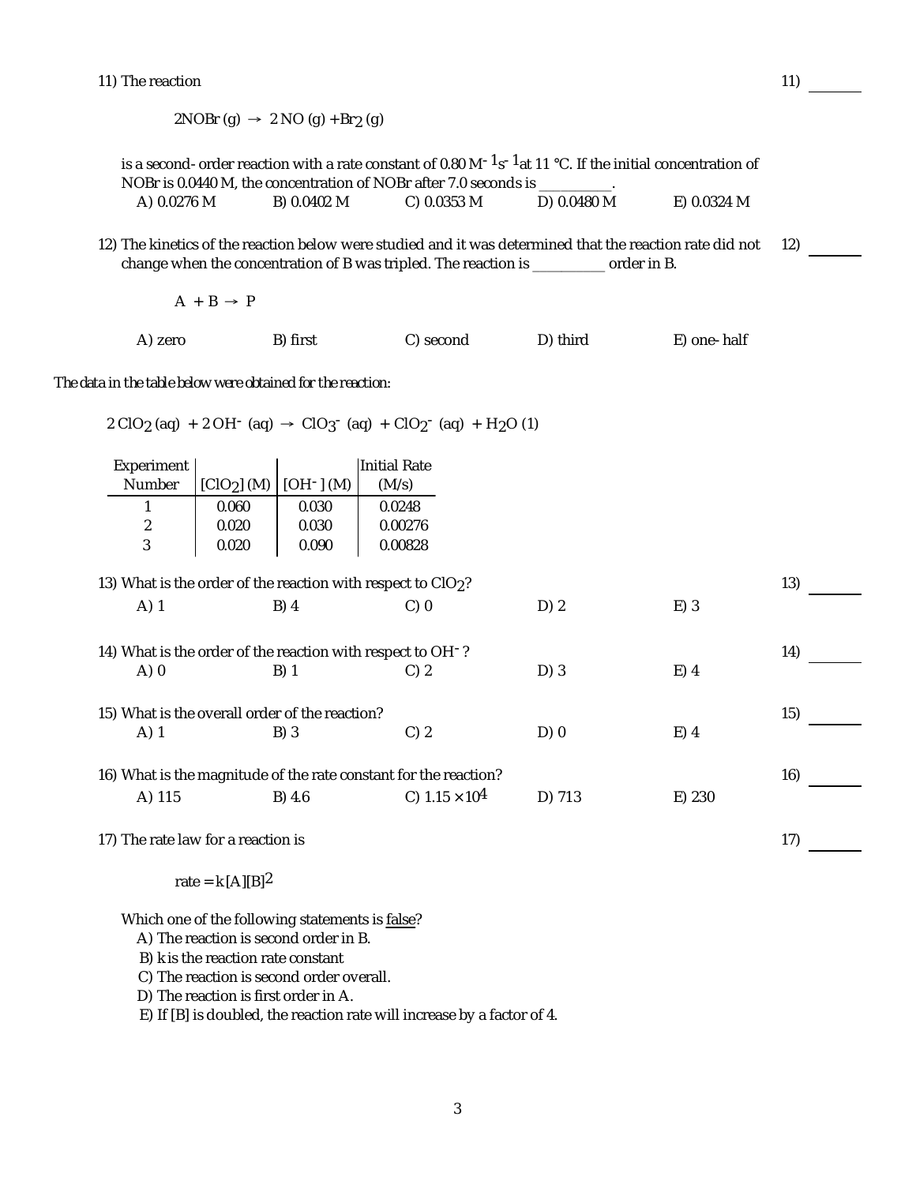11) The reaction

$$2NOBr\,(g) \rightarrow 2\,NO\,(g) + Br_2\,(g)$$

is a second- order reaction with a rate constant of 0.80 $M^{-1}s^{-1}$ at 11 °C. If the initial concentration of NOBr is 0.0440 M, the concentration of NOBr after 7.0 seconds is __________.

A) 0.0276 M  B) 0.0402 M  C) 0.0353 M  D) 0.0480 M  E) 0.0324 M

12) The kinetics of the reaction below were studied and it was determined that the reaction rate did not change when the concentration of B was tripled. The reaction is __________ order in B.

$$A + B \rightarrow P$$

A) zero  B) first  C) second  D) third  E) one- half

*The data in the table below were obtained for the reaction:*

$$2\,ClO_2\,(aq) + 2\,OH^-\,(aq) \rightarrow ClO_3^-\,(aq) + ClO_2^-\,(aq) + H_2O\,(1)$$

| Experiment Number | $[ClO_2]$ (M) | $[OH^-]$ (M) | Initial Rate (M/s) |
|---|---|---|---|
| 1 | 0.060 | 0.030 | 0.0248 |
| 2 | 0.020 | 0.030 | 0.00276 |
| 3 | 0.020 | 0.090 | 0.00828 |

13) What is the order of the reaction with respect to $ClO_2$?

A) 1  B) 4  C) 0  D) 2  E) 3

14) What is the order of the reaction with respect to $OH^-$?

A) 0  B) 1  C) 2  D) 3  E) 4

15) What is the overall order of the reaction?

A) 1  B) 3  C) 2  D) 0  E) 4

16) What is the magnitude of the rate constant for the reaction?

A) 115  B) 4.6  C) $1.15 \times 10^4$  D) 713  E) 230

17) The rate law for a reaction is

$$\text{rate} = k[A][B]^2$$

Which one of the following statements is false?

A) The reaction is second order in B.
B) k is the reaction rate constant
C) The reaction is second order overall.
D) The reaction is first order in A.
E) If [B] is doubled, the reaction rate will increase by a factor of 4.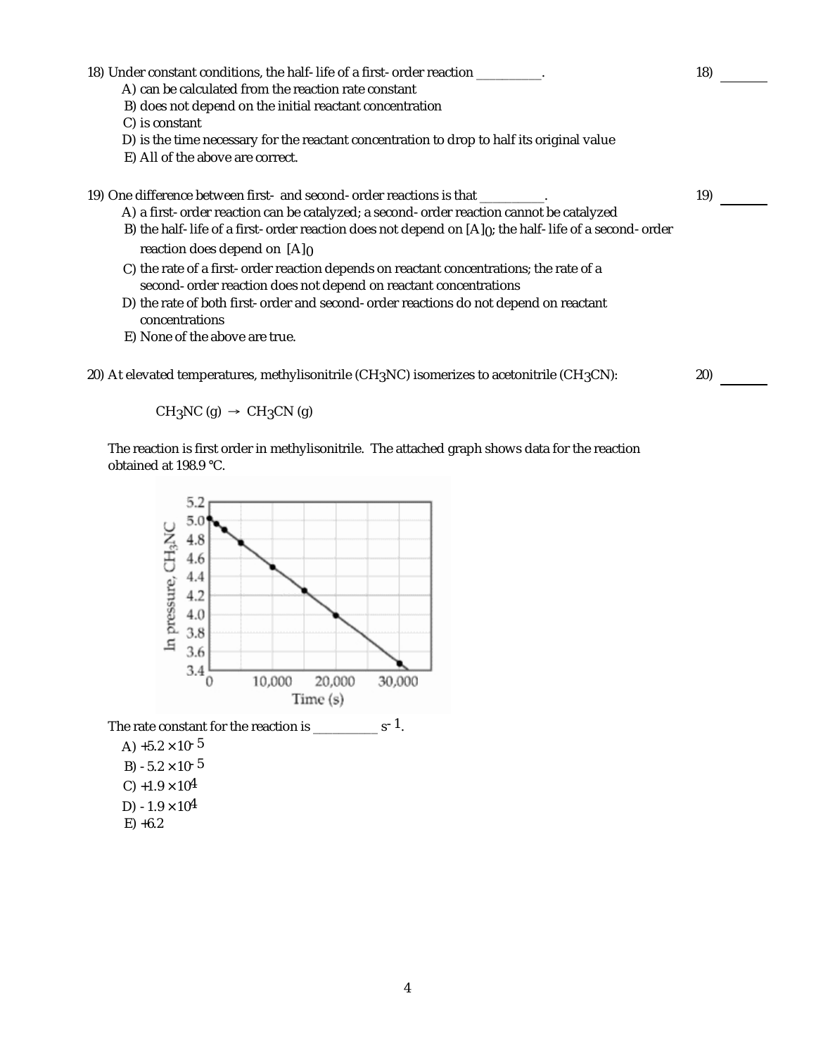18) Under constant conditions, the half-life of a first-order reaction __________.

A) can be calculated from the reaction rate constant
B) does not depend on the initial reactant concentration
C) is constant
D) is the time necessary for the reactant concentration to drop to half its original value
E) All of the above are correct.

18) _______

19) One difference between first- and second-order reactions is that __________.

A) a first-order reaction can be catalyzed; a second-order reaction cannot be catalyzed
B) the half-life of a first-order reaction does not depend on $[A]_0$; the half-life of a second-order reaction does depend on $[A]_0$
C) the rate of a first-order reaction depends on reactant concentrations; the rate of a second-order reaction does not depend on reactant concentrations
D) the rate of both first-order and second-order reactions do not depend on reactant concentrations
E) None of the above are true.

19) _______

20) At elevated temperatures, methylisonitrile ($CH_3NC$) isomerizes to acetonitrile ($CH_3CN$):

20) _______

$$CH_3NC\ (g) \rightarrow CH_3CN\ (g)$$

The reaction is first order in methylisonitrile. The attached graph shows data for the reaction obtained at 198.9 °C.

ln pressure, $CH_3NC$

5.2
5.0
4.8
4.6
4.4
4.2
4.0
3.8
3.6
3.4

0
10,000
20,000
30,000

Time (s)

The rate constant for the reaction is __________ $s^{-1}$.

A) $+5.2 \times 10^{-5}$
B) $-5.2 \times 10^{-5}$
C) $+1.9 \times 10^{4}$
D) $-1.9 \times 10^{4}$
E) $+6.2$